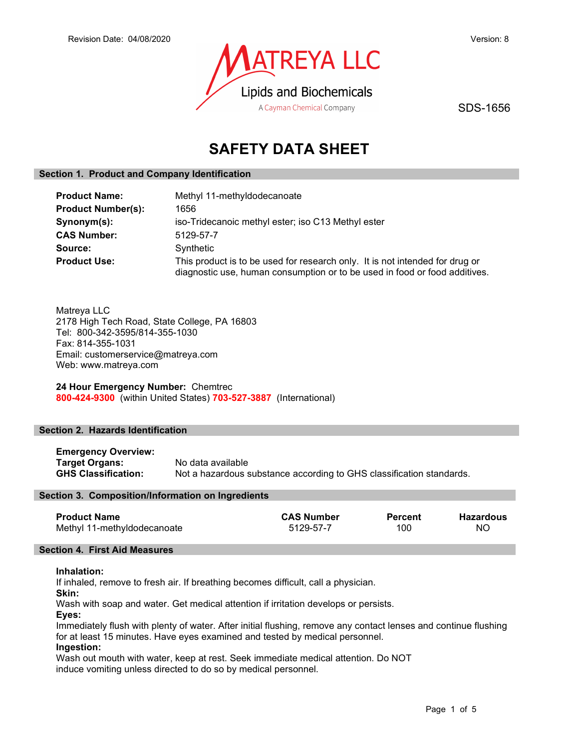Revision Date: 04/08/2020

Version: 8

MATREYA LLC
Lipids and Biochemicals
A Cayman Chemical Company

SDS-1656

# SAFETY DATA SHEET

## Section 1. Product and Company Identification

**Product Name:** Methyl 11-methyldodecanoate
**Product Number(s):** 1656
**Synonym(s):** iso-Tridecanoic methyl ester; iso C13 Methyl ester
**CAS Number:** 5129-57-7
**Source:** Synthetic
**Product Use:** This product is to be used for research only. It is not intended for drug or diagnostic use, human consumption or to be used in food or food additives.

Matreya LLC
2178 High Tech Road, State College, PA 16803
Tel: 800-342-3595/814-355-1030
Fax: 814-355-1031
Email: customerservice@matreya.com
Web: www.matreya.com

**24 Hour Emergency Number:** Chemtrec
**800-424-9300** (within United States) **703-527-3887** (International)

## Section 2. Hazards Identification

**Emergency Overview:**
**Target Organs:** No data available
**GHS Classification:** Not a hazardous substance according to GHS classification standards.

## Section 3. Composition/Information on Ingredients

| Product Name | CAS Number | Percent | Hazardous |
|---|---|---|---|
| Methyl 11-methyldodecanoate | 5129-57-7 | 100 | NO |

## Section 4. First Aid Measures

**Inhalation:**
If inhaled, remove to fresh air. If breathing becomes difficult, call a physician.

**Skin:**
Wash with soap and water. Get medical attention if irritation develops or persists.

**Eyes:**
Immediately flush with plenty of water. After initial flushing, remove any contact lenses and continue flushing for at least 15 minutes. Have eyes examined and tested by medical personnel.

**Ingestion:**
Wash out mouth with water, keep at rest. Seek immediate medical attention. Do NOT induce vomiting unless directed to do so by medical personnel.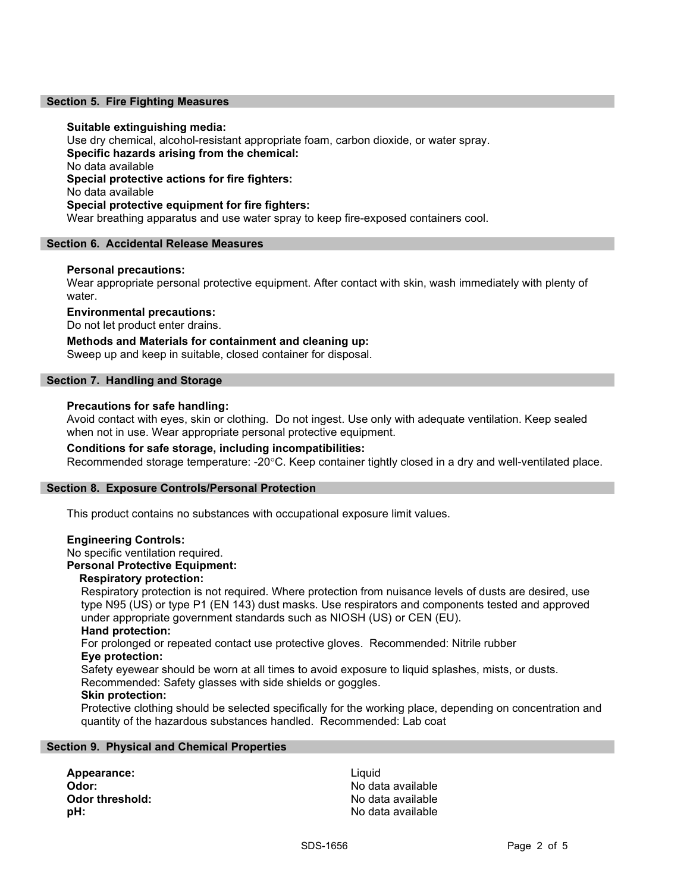## Section 5. Fire Fighting Measures

**Suitable extinguishing media:**
Use dry chemical, alcohol-resistant appropriate foam, carbon dioxide, or water spray.

**Specific hazards arising from the chemical:**
No data available

**Special protective actions for fire fighters:**
No data available

**Special protective equipment for fire fighters:**
Wear breathing apparatus and use water spray to keep fire-exposed containers cool.

## Section 6. Accidental Release Measures

**Personal precautions:**
Wear appropriate personal protective equipment. After contact with skin, wash immediately with plenty of water.

**Environmental precautions:**
Do not let product enter drains.

**Methods and Materials for containment and cleaning up:**
Sweep up and keep in suitable, closed container for disposal.

## Section 7. Handling and Storage

**Precautions for safe handling:**
Avoid contact with eyes, skin or clothing. Do not ingest. Use only with adequate ventilation. Keep sealed when not in use. Wear appropriate personal protective equipment.

**Conditions for safe storage, including incompatibilities:**
Recommended storage temperature: -20°C. Keep container tightly closed in a dry and well-ventilated place.

## Section 8. Exposure Controls/Personal Protection

This product contains no substances with occupational exposure limit values.

**Engineering Controls:**
No specific ventilation required.

**Personal Protective Equipment:**

**Respiratory protection:**
Respiratory protection is not required. Where protection from nuisance levels of dusts are desired, use type N95 (US) or type P1 (EN 143) dust masks. Use respirators and components tested and approved under appropriate government standards such as NIOSH (US) or CEN (EU).

**Hand protection:**
For prolonged or repeated contact use protective gloves. Recommended: Nitrile rubber

**Eye protection:**
Safety eyewear should be worn at all times to avoid exposure to liquid splashes, mists, or dusts. Recommended: Safety glasses with side shields or goggles.

**Skin protection:**
Protective clothing should be selected specifically for the working place, depending on concentration and quantity of the hazardous substances handled. Recommended: Lab coat

## Section 9. Physical and Chemical Properties

| | |
|---|---|
| **Appearance:** | Liquid |
| **Odor:** | No data available |
| **Odor threshold:** | No data available |
| **pH:** | No data available |

SDS-1656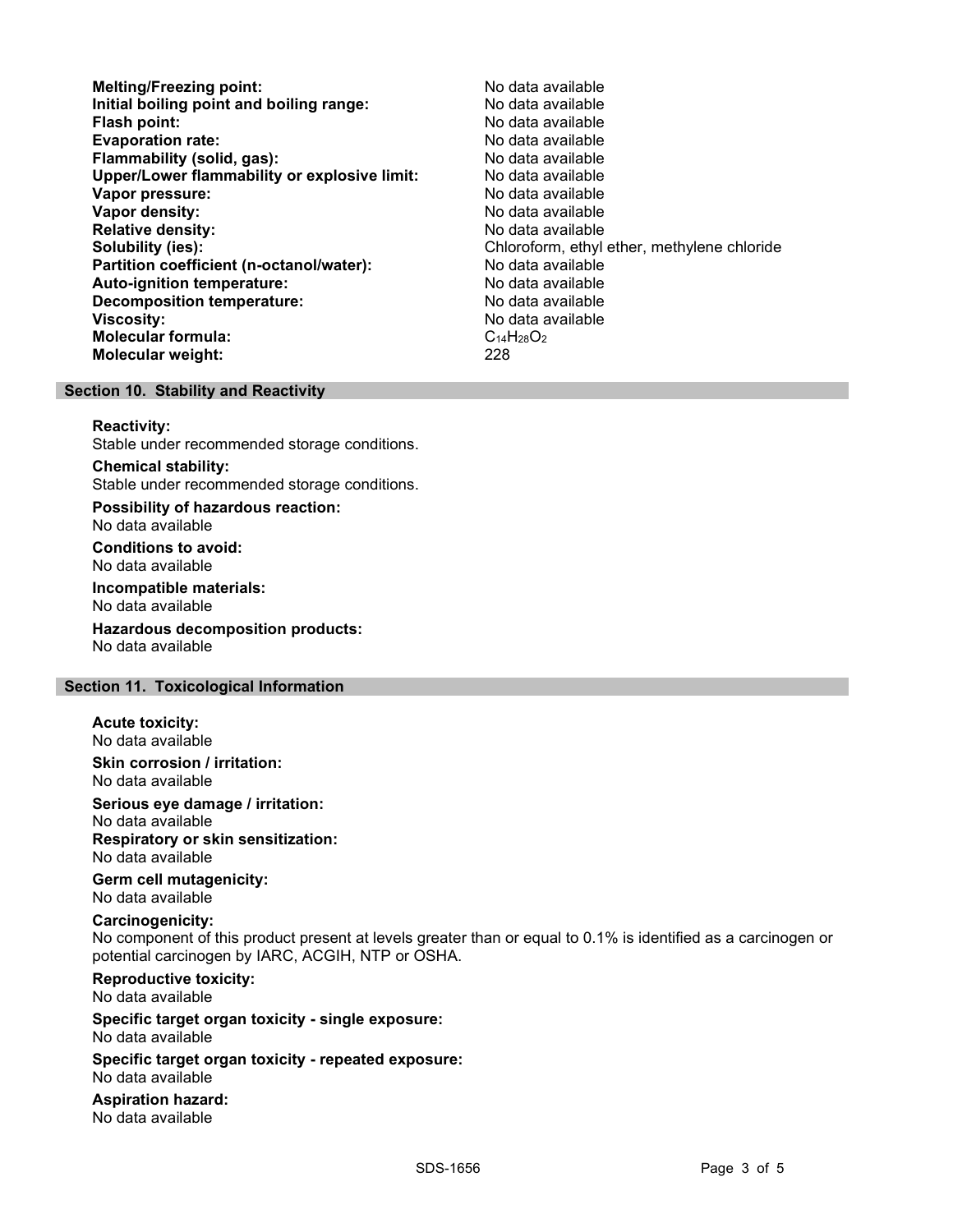| | |
|---|---|
| **Melting/Freezing point:** | No data available |
| **Initial boiling point and boiling range:** | No data available |
| **Flash point:** | No data available |
| **Evaporation rate:** | No data available |
| **Flammability (solid, gas):** | No data available |
| **Upper/Lower flammability or explosive limit:** | No data available |
| **Vapor pressure:** | No data available |
| **Vapor density:** | No data available |
| **Relative density:** | No data available |
| **Solubility (ies):** | Chloroform, ethyl ether, methylene chloride |
| **Partition coefficient (n-octanol/water):** | No data available |
| **Auto-ignition temperature:** | No data available |
| **Decomposition temperature:** | No data available |
| **Viscosity:** | No data available |
| **Molecular formula:** | $C_{14}H_{28}O_2$ |
| **Molecular weight:** | 228 |

## Section 10. Stability and Reactivity

**Reactivity:**
Stable under recommended storage conditions.

**Chemical stability:**
Stable under recommended storage conditions.

**Possibility of hazardous reaction:**
No data available

**Conditions to avoid:**
No data available

**Incompatible materials:**
No data available

**Hazardous decomposition products:**
No data available

## Section 11. Toxicological Information

**Acute toxicity:**
No data available

**Skin corrosion / irritation:**
No data available

**Serious eye damage / irritation:**
No data available

**Respiratory or skin sensitization:**
No data available

**Germ cell mutagenicity:**
No data available

**Carcinogenicity:**
No component of this product present at levels greater than or equal to 0.1% is identified as a carcinogen or potential carcinogen by IARC, ACGIH, NTP or OSHA.

**Reproductive toxicity:**
No data available

**Specific target organ toxicity - single exposure:**
No data available

**Specific target organ toxicity - repeated exposure:**
No data available

**Aspiration hazard:**
No data available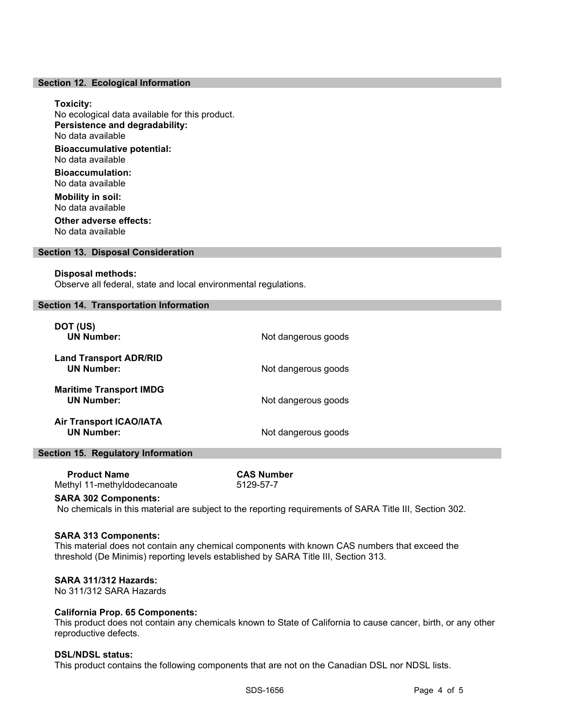## Section 12. Ecological Information

**Toxicity:**
No ecological data available for this product.

**Persistence and degradability:**
No data available

**Bioaccumulative potential:**
No data available

**Bioaccumulation:**
No data available

**Mobility in soil:**
No data available

**Other adverse effects:**
No data available

## Section 13. Disposal Consideration

**Disposal methods:**
Observe all federal, state and local environmental regulations.

## Section 14. Transportation Information

| | |
|---|---|
| **DOT (US)** | |
| **UN Number:** | Not dangerous goods |
| **Land Transport ADR/RID** | |
| **UN Number:** | Not dangerous goods |
| **Maritime Transport IMDG** | |
| **UN Number:** | Not dangerous goods |
| **Air Transport ICAO/IATA** | |
| **UN Number:** | Not dangerous goods |

## Section 15. Regulatory Information

| Product Name | CAS Number |
|---|---|
| Methyl 11-methyldodecanoate | 5129-57-7 |

**SARA 302 Components:**
No chemicals in this material are subject to the reporting requirements of SARA Title III, Section 302.

**SARA 313 Components:**
This material does not contain any chemical components with known CAS numbers that exceed the threshold (De Minimis) reporting levels established by SARA Title III, Section 313.

**SARA 311/312 Hazards:**
No 311/312 SARA Hazards

**California Prop. 65 Components:**
This product does not contain any chemicals known to State of California to cause cancer, birth, or any other reproductive defects.

**DSL/NDSL status:**
This product contains the following components that are not on the Canadian DSL nor NDSL lists.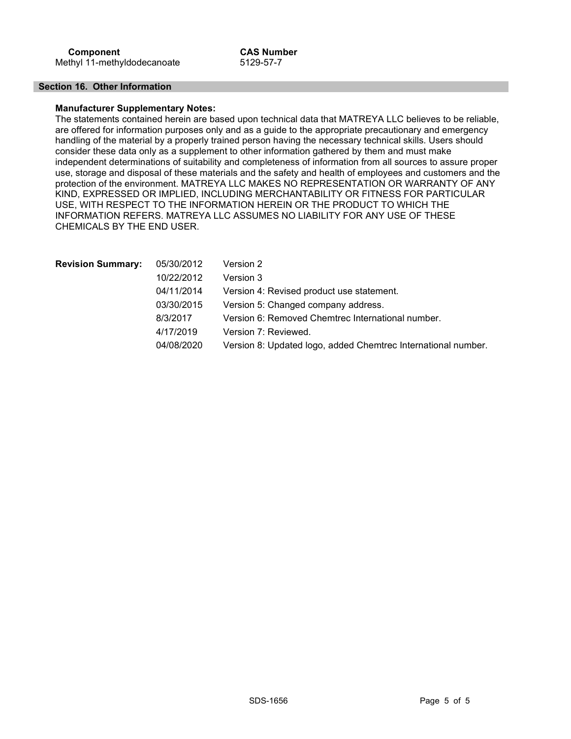| Component | CAS Number |
|---|---|
| Methyl 11-methyldodecanoate | 5129-57-7 |

## Section 16. Other Information

**Manufacturer Supplementary Notes:**

The statements contained herein are based upon technical data that MATREYA LLC believes to be reliable, are offered for information purposes only and as a guide to the appropriate precautionary and emergency handling of the material by a properly trained person having the necessary technical skills. Users should consider these data only as a supplement to other information gathered by them and must make independent determinations of suitability and completeness of information from all sources to assure proper use, storage and disposal of these materials and the safety and health of employees and customers and the protection of the environment. MATREYA LLC MAKES NO REPRESENTATION OR WARRANTY OF ANY KIND, EXPRESSED OR IMPLIED, INCLUDING MERCHANTABILITY OR FITNESS FOR PARTICULAR USE, WITH RESPECT TO THE INFORMATION HEREIN OR THE PRODUCT TO WHICH THE INFORMATION REFERS. MATREYA LLC ASSUMES NO LIABILITY FOR ANY USE OF THESE CHEMICALS BY THE END USER.

| | | |
|---|---|---|
| **Revision Summary:** | 05/30/2012 | Version 2 |
| | 10/22/2012 | Version 3 |
| | 04/11/2014 | Version 4: Revised product use statement. |
| | 03/30/2015 | Version 5: Changed company address. |
| | 8/3/2017 | Version 6: Removed Chemtrec International number. |
| | 4/17/2019 | Version 7: Reviewed. |
| | 04/08/2020 | Version 8: Updated logo, added Chemtrec International number. |

SDS-1656